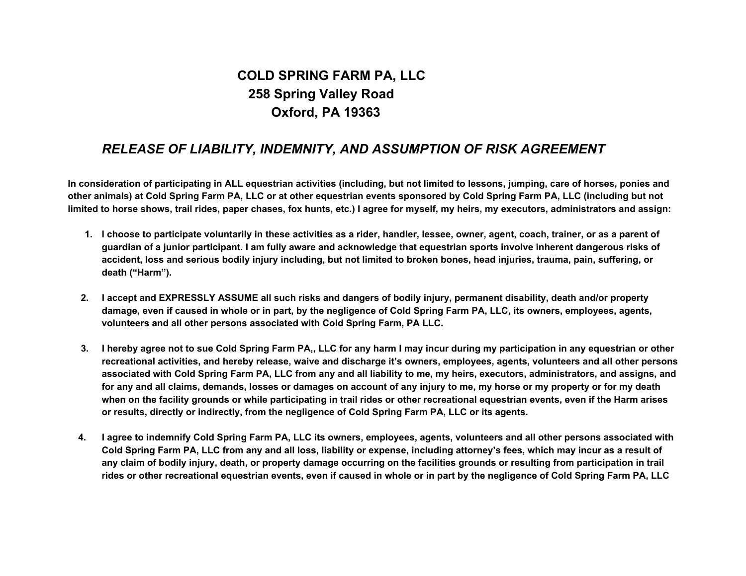# COLD SPRING FARM PA, LLC
## 258 Spring Valley Road
## Oxford, PA 19363

## *RELEASE OF LIABILITY, INDEMNITY, AND ASSUMPTION OF RISK AGREEMENT*

**In consideration of participating in ALL equestrian activities (including, but not limited to lessons, jumping, care of horses, ponies and other animals) at Cold Spring Farm PA, LLC or at other equestrian events sponsored by Cold Spring Farm PA, LLC (including but not limited to horse shows, trail rides, paper chases, fox hunts, etc.) I agree for myself, my heirs, my executors, administrators and assign:**

1. **I choose to participate voluntarily in these activities as a rider, handler, lessee, owner, agent, coach, trainer, or as a parent of guardian of a junior participant. I am fully aware and acknowledge that equestrian sports involve inherent dangerous risks of accident, loss and serious bodily injury including, but not limited to broken bones, head injuries, trauma, pain, suffering, or death ("Harm").**

2. **I accept and EXPRESSLY ASSUME all such risks and dangers of bodily injury, permanent disability, death and/or property damage, even if caused in whole or in part, by the negligence of Cold Spring Farm PA, LLC, its owners, employees, agents, volunteers and all other persons associated with Cold Spring Farm, PA LLC.**

3. **I hereby agree not to sue Cold Spring Farm PA,, LLC for any harm I may incur during my participation in any equestrian or other recreational activities, and hereby release, waive and discharge it's owners, employees, agents, volunteers and all other persons associated with Cold Spring Farm PA, LLC from any and all liability to me, my heirs, executors, administrators, and assigns, and for any and all claims, demands, losses or damages on account of any injury to me, my horse or my property or for my death when on the facility grounds or while participating in trail rides or other recreational equestrian events, even if the Harm arises or results, directly or indirectly, from the negligence of Cold Spring Farm PA, LLC or its agents.**

4. **I agree to indemnify Cold Spring Farm PA, LLC its owners, employees, agents, volunteers and all other persons associated with Cold Spring Farm PA, LLC from any and all loss, liability or expense, including attorney's fees, which may incur as a result of any claim of bodily injury, death, or property damage occurring on the facilities grounds or resulting from participation in trail rides or other recreational equestrian events, even if caused in whole or in part by the negligence of Cold Spring Farm PA, LLC**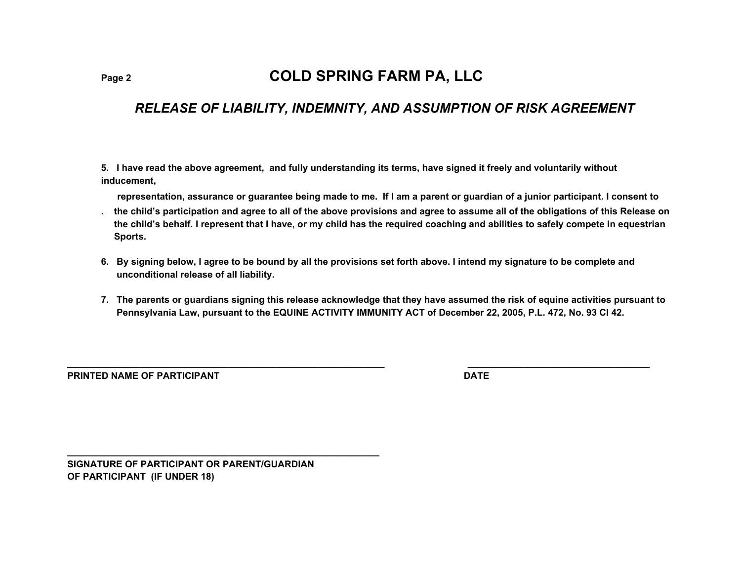# COLD SPRING FARM PA, LLC

## *RELEASE OF LIABILITY, INDEMNITY, AND ASSUMPTION OF RISK AGREEMENT*

**5. I have read the above agreement, and fully understanding its terms, have signed it freely and voluntarily without inducement, representation, assurance or guarantee being made to me. If I am a parent or guardian of a junior participant. I consent to the child's participation and agree to all of the above provisions and agree to assume all of the obligations of this Release on the child's behalf. I represent that I have, or my child has the required coaching and abilities to safely compete in equestrian Sports.**

**6. By signing below, I agree to be bound by all the provisions set forth above. I intend my signature to be complete and unconditional release of all liability.**

**7. The parents or guardians signing this release acknowledge that they have assumed the risk of equine activities pursuant to Pennsylvania Law, pursuant to the EQUINE ACTIVITY IMMUNITY ACT of December 22, 2005, P.L. 472, No. 93 Cl 42.**

_______________________________________________ &nbsp;&nbsp;&nbsp;&nbsp; ____________________________

**PRINTED NAME OF PARTICIPANT** &nbsp;&nbsp;&nbsp;&nbsp; **DATE**

_______________________________________________

**SIGNATURE OF PARTICIPANT OR PARENT/GUARDIAN OF PARTICIPANT (IF UNDER 18)**